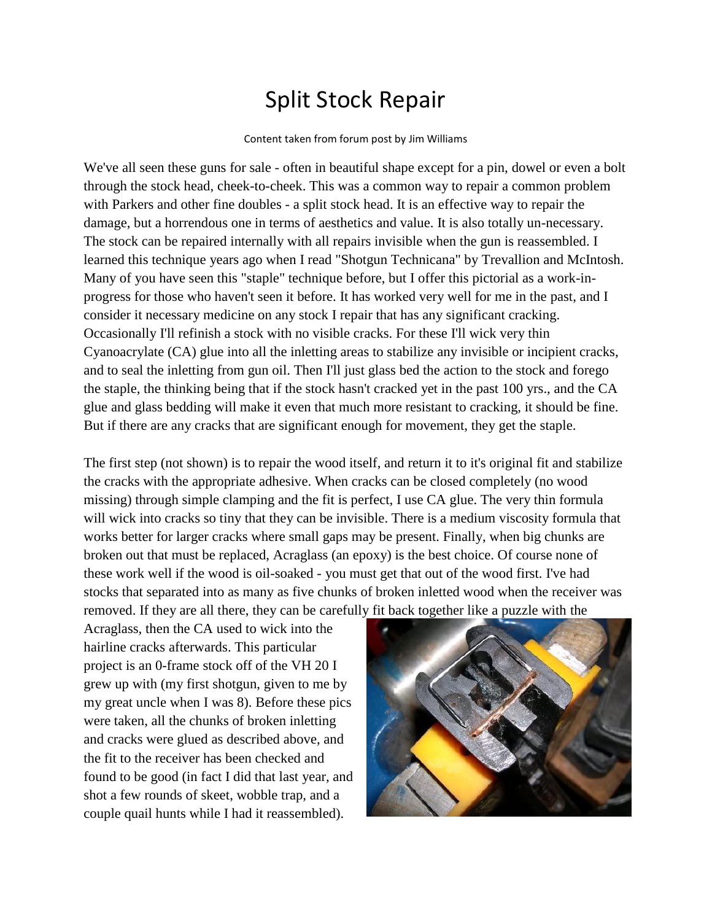# Split Stock Repair

Content taken from forum post by Jim Williams

We've all seen these guns for sale - often in beautiful shape except for a pin, dowel or even a bolt through the stock head, cheek-to-cheek. This was a common way to repair a common problem with Parkers and other fine doubles - a split stock head. It is an effective way to repair the damage, but a horrendous one in terms of aesthetics and value. It is also totally un-necessary. The stock can be repaired internally with all repairs invisible when the gun is reassembled. I learned this technique years ago when I read "Shotgun Technicana" by Trevallion and McIntosh. Many of you have seen this "staple" technique before, but I offer this pictorial as a work-in-progress for those who haven't seen it before. It has worked very well for me in the past, and I consider it necessary medicine on any stock I repair that has any significant cracking. Occasionally I'll refinish a stock with no visible cracks. For these I'll wick very thin Cyanoacrylate (CA) glue into all the inletting areas to stabilize any invisible or incipient cracks, and to seal the inletting from gun oil. Then I'll just glass bed the action to the stock and forego the staple, the thinking being that if the stock hasn't cracked yet in the past 100 yrs., and the CA glue and glass bedding will make it even that much more resistant to cracking, it should be fine. But if there are any cracks that are significant enough for movement, they get the staple.

The first step (not shown) is to repair the wood itself, and return it to it's original fit and stabilize the cracks with the appropriate adhesive. When cracks can be closed completely (no wood missing) through simple clamping and the fit is perfect, I use CA glue. The very thin formula will wick into cracks so tiny that they can be invisible. There is a medium viscosity formula that works better for larger cracks where small gaps may be present. Finally, when big chunks are broken out that must be replaced, Acraglass (an epoxy) is the best choice. Of course none of these work well if the wood is oil-soaked - you must get that out of the wood first. I've had stocks that separated into as many as five chunks of broken inletted wood when the receiver was removed. If they are all there, they can be carefully fit back together like a puzzle with the Acraglass, then the CA used to wick into the hairline cracks afterwards. This particular project is an 0-frame stock off of the VH 20 I grew up with (my first shotgun, given to me by my great uncle when I was 8). Before these pics were taken, all the chunks of broken inletting and cracks were glued as described above, and the fit to the receiver has been checked and found to be good (in fact I did that last year, and shot a few rounds of skeet, wobble trap, and a couple quail hunts while I had it reassembled).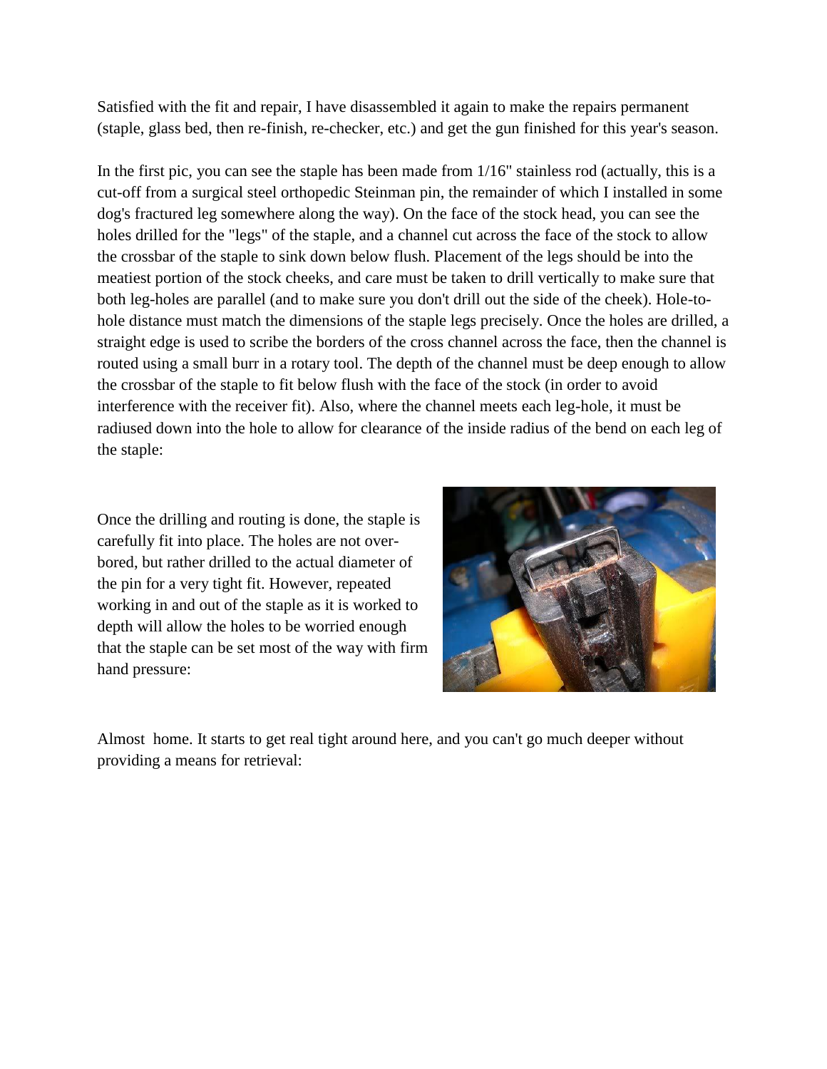Satisfied with the fit and repair, I have disassembled it again to make the repairs permanent (staple, glass bed, then re-finish, re-checker, etc.) and get the gun finished for this year's season.

In the first pic, you can see the staple has been made from 1/16" stainless rod (actually, this is a cut-off from a surgical steel orthopedic Steinman pin, the remainder of which I installed in some dog's fractured leg somewhere along the way). On the face of the stock head, you can see the holes drilled for the "legs" of the staple, and a channel cut across the face of the stock to allow the crossbar of the staple to sink down below flush. Placement of the legs should be into the meatiest portion of the stock cheeks, and care must be taken to drill vertically to make sure that both leg-holes are parallel (and to make sure you don't drill out the side of the cheek). Hole-to-hole distance must match the dimensions of the staple legs precisely. Once the holes are drilled, a straight edge is used to scribe the borders of the cross channel across the face, then the channel is routed using a small burr in a rotary tool. The depth of the channel must be deep enough to allow the crossbar of the staple to fit below flush with the face of the stock (in order to avoid interference with the receiver fit). Also, where the channel meets each leg-hole, it must be radiused down into the hole to allow for clearance of the inside radius of the bend on each leg of the staple:

Once the drilling and routing is done, the staple is carefully fit into place. The holes are not over-bored, but rather drilled to the actual diameter of the pin for a very tight fit. However, repeated working in and out of the staple as it is worked to depth will allow the holes to be worried enough that the staple can be set most of the way with firm hand pressure:

Almost home. It starts to get real tight around here, and you can't go much deeper without providing a means for retrieval: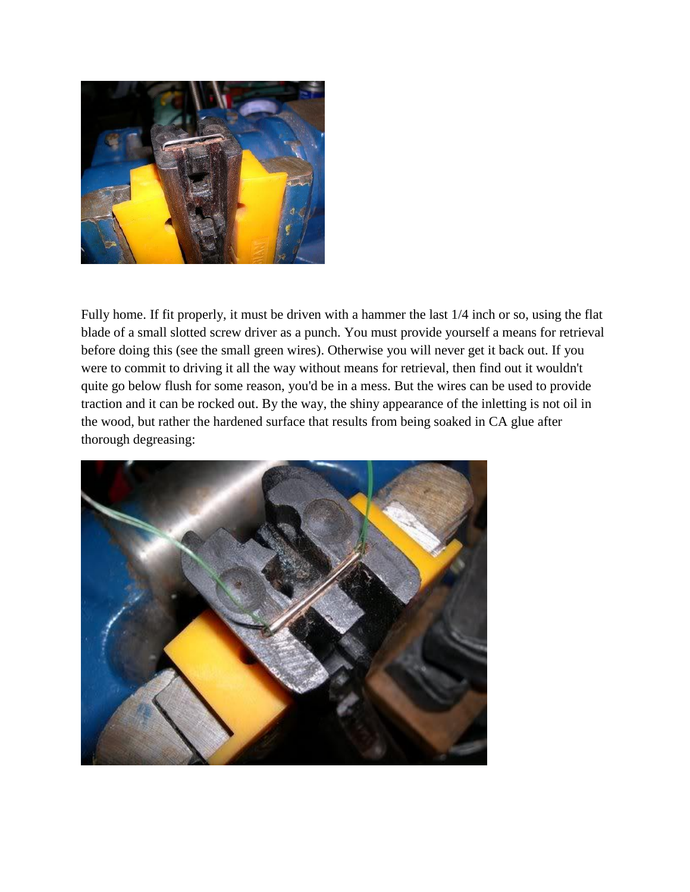Fully home. If fit properly, it must be driven with a hammer the last 1/4 inch or so, using the flat blade of a small slotted screw driver as a punch. You must provide yourself a means for retrieval before doing this (see the small green wires). Otherwise you will never get it back out. If you were to commit to driving it all the way without means for retrieval, then find out it wouldn't quite go below flush for some reason, you'd be in a mess. But the wires can be used to provide traction and it can be rocked out. By the way, the shiny appearance of the inletting is not oil in the wood, but rather the hardened surface that results from being soaked in CA glue after thorough degreasing: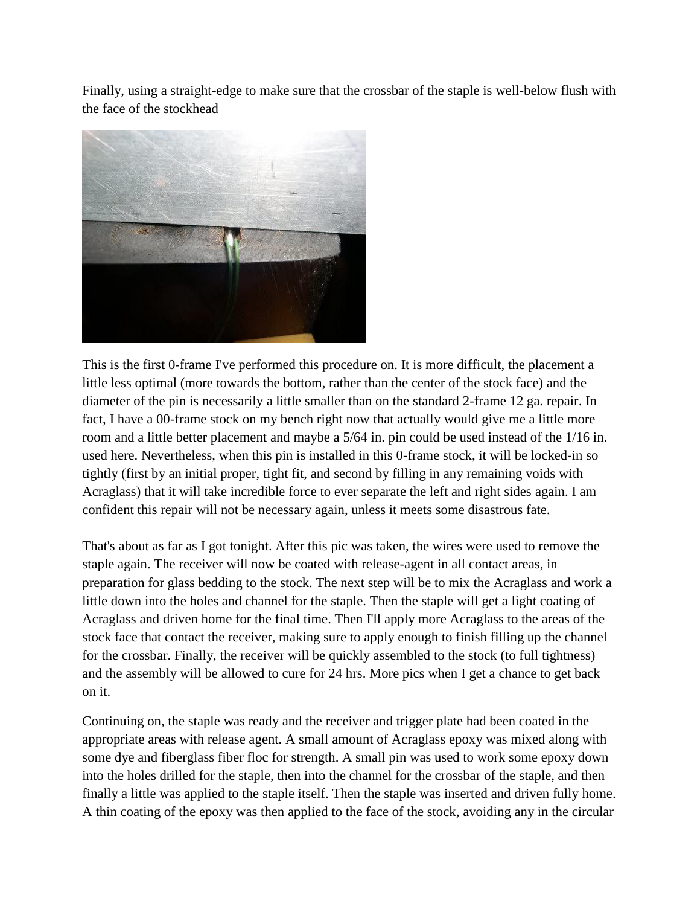Finally, using a straight-edge to make sure that the crossbar of the staple is well-below flush with the face of the stockhead

This is the first 0-frame I've performed this procedure on. It is more difficult, the placement a little less optimal (more towards the bottom, rather than the center of the stock face) and the diameter of the pin is necessarily a little smaller than on the standard 2-frame 12 ga. repair. In fact, I have a 00-frame stock on my bench right now that actually would give me a little more room and a little better placement and maybe a 5/64 in. pin could be used instead of the 1/16 in. used here. Nevertheless, when this pin is installed in this 0-frame stock, it will be locked-in so tightly (first by an initial proper, tight fit, and second by filling in any remaining voids with Acraglass) that it will take incredible force to ever separate the left and right sides again. I am confident this repair will not be necessary again, unless it meets some disastrous fate.

That's about as far as I got tonight. After this pic was taken, the wires were used to remove the staple again. The receiver will now be coated with release-agent in all contact areas, in preparation for glass bedding to the stock. The next step will be to mix the Acraglass and work a little down into the holes and channel for the staple. Then the staple will get a light coating of Acraglass and driven home for the final time. Then I'll apply more Acraglass to the areas of the stock face that contact the receiver, making sure to apply enough to finish filling up the channel for the crossbar. Finally, the receiver will be quickly assembled to the stock (to full tightness) and the assembly will be allowed to cure for 24 hrs. More pics when I get a chance to get back on it.

Continuing on, the staple was ready and the receiver and trigger plate had been coated in the appropriate areas with release agent. A small amount of Acraglass epoxy was mixed along with some dye and fiberglass fiber floc for strength. A small pin was used to work some epoxy down into the holes drilled for the staple, then into the channel for the crossbar of the staple, and then finally a little was applied to the staple itself. Then the staple was inserted and driven fully home. A thin coating of the epoxy was then applied to the face of the stock, avoiding any in the circular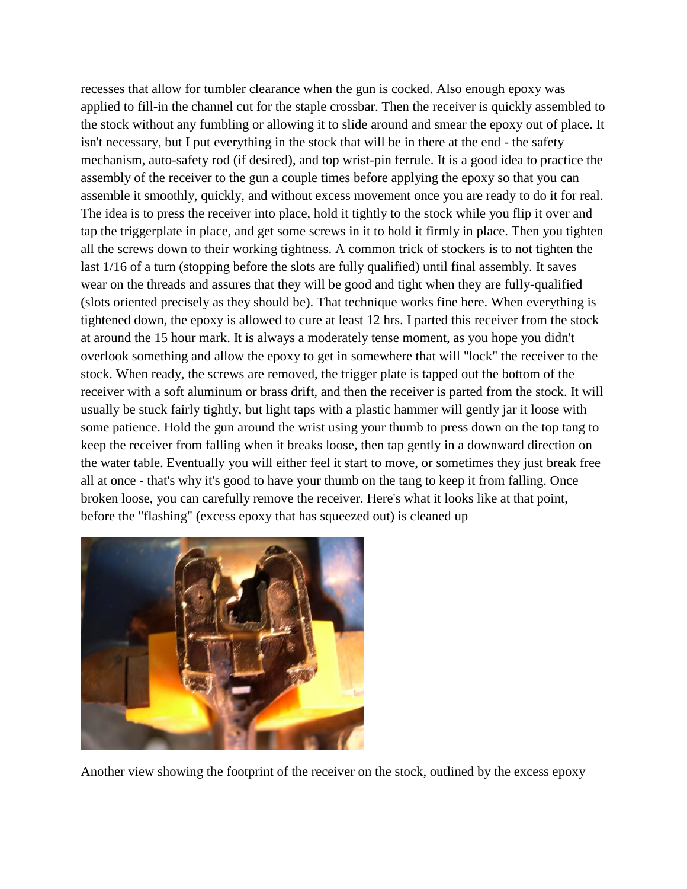recesses that allow for tumbler clearance when the gun is cocked. Also enough epoxy was applied to fill-in the channel cut for the staple crossbar. Then the receiver is quickly assembled to the stock without any fumbling or allowing it to slide around and smear the epoxy out of place. It isn't necessary, but I put everything in the stock that will be in there at the end - the safety mechanism, auto-safety rod (if desired), and top wrist-pin ferrule. It is a good idea to practice the assembly of the receiver to the gun a couple times before applying the epoxy so that you can assemble it smoothly, quickly, and without excess movement once you are ready to do it for real. The idea is to press the receiver into place, hold it tightly to the stock while you flip it over and tap the triggerplate in place, and get some screws in it to hold it firmly in place. Then you tighten all the screws down to their working tightness. A common trick of stockers is to not tighten the last 1/16 of a turn (stopping before the slots are fully qualified) until final assembly. It saves wear on the threads and assures that they will be good and tight when they are fully-qualified (slots oriented precisely as they should be). That technique works fine here. When everything is tightened down, the epoxy is allowed to cure at least 12 hrs. I parted this receiver from the stock at around the 15 hour mark. It is always a moderately tense moment, as you hope you didn't overlook something and allow the epoxy to get in somewhere that will "lock" the receiver to the stock. When ready, the screws are removed, the trigger plate is tapped out the bottom of the receiver with a soft aluminum or brass drift, and then the receiver is parted from the stock. It will usually be stuck fairly tightly, but light taps with a plastic hammer will gently jar it loose with some patience. Hold the gun around the wrist using your thumb to press down on the top tang to keep the receiver from falling when it breaks loose, then tap gently in a downward direction on the water table. Eventually you will either feel it start to move, or sometimes they just break free all at once - that's why it's good to have your thumb on the tang to keep it from falling. Once broken loose, you can carefully remove the receiver. Here's what it looks like at that point, before the "flashing" (excess epoxy that has squeezed out) is cleaned up

Another view showing the footprint of the receiver on the stock, outlined by the excess epoxy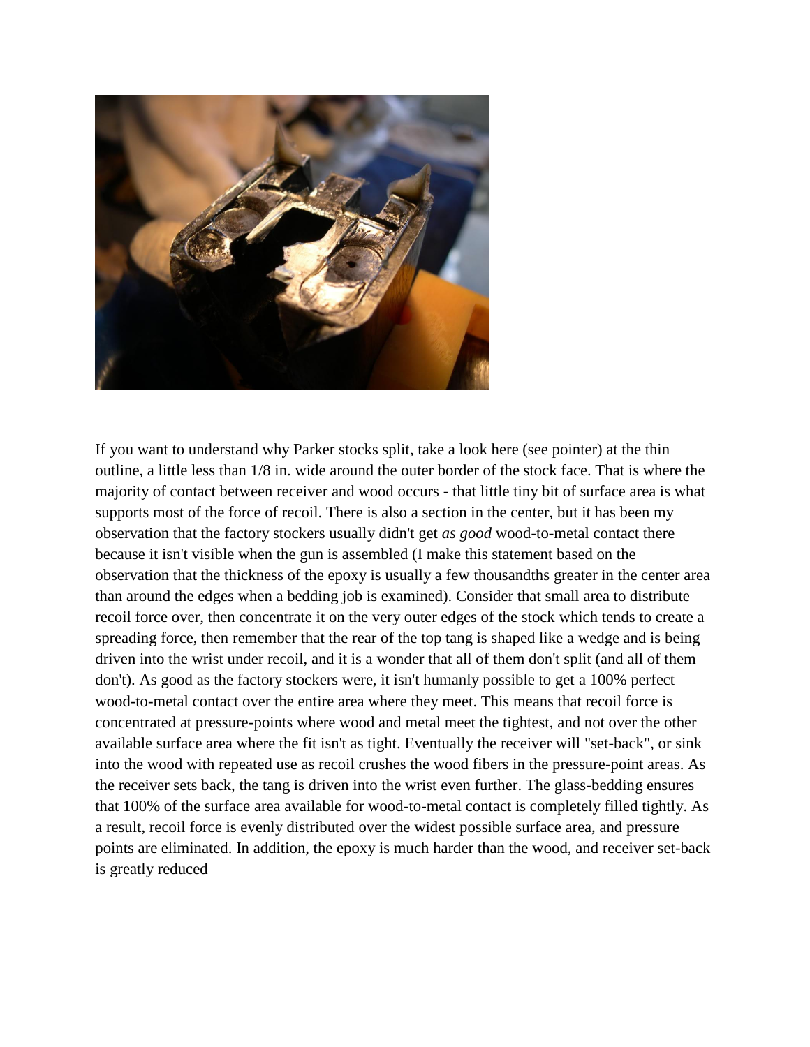If you want to understand why Parker stocks split, take a look here (see pointer) at the thin outline, a little less than 1/8 in. wide around the outer border of the stock face. That is where the majority of contact between receiver and wood occurs - that little tiny bit of surface area is what supports most of the force of recoil. There is also a section in the center, but it has been my observation that the factory stockers usually didn't get *as good* wood-to-metal contact there because it isn't visible when the gun is assembled (I make this statement based on the observation that the thickness of the epoxy is usually a few thousandths greater in the center area than around the edges when a bedding job is examined). Consider that small area to distribute recoil force over, then concentrate it on the very outer edges of the stock which tends to create a spreading force, then remember that the rear of the top tang is shaped like a wedge and is being driven into the wrist under recoil, and it is a wonder that all of them don't split (and all of them don't). As good as the factory stockers were, it isn't humanly possible to get a 100% perfect wood-to-metal contact over the entire area where they meet. This means that recoil force is concentrated at pressure-points where wood and metal meet the tightest, and not over the other available surface area where the fit isn't as tight. Eventually the receiver will "set-back", or sink into the wood with repeated use as recoil crushes the wood fibers in the pressure-point areas. As the receiver sets back, the tang is driven into the wrist even further. The glass-bedding ensures that 100% of the surface area available for wood-to-metal contact is completely filled tightly. As a result, recoil force is evenly distributed over the widest possible surface area, and pressure points are eliminated. In addition, the epoxy is much harder than the wood, and receiver set-back is greatly reduced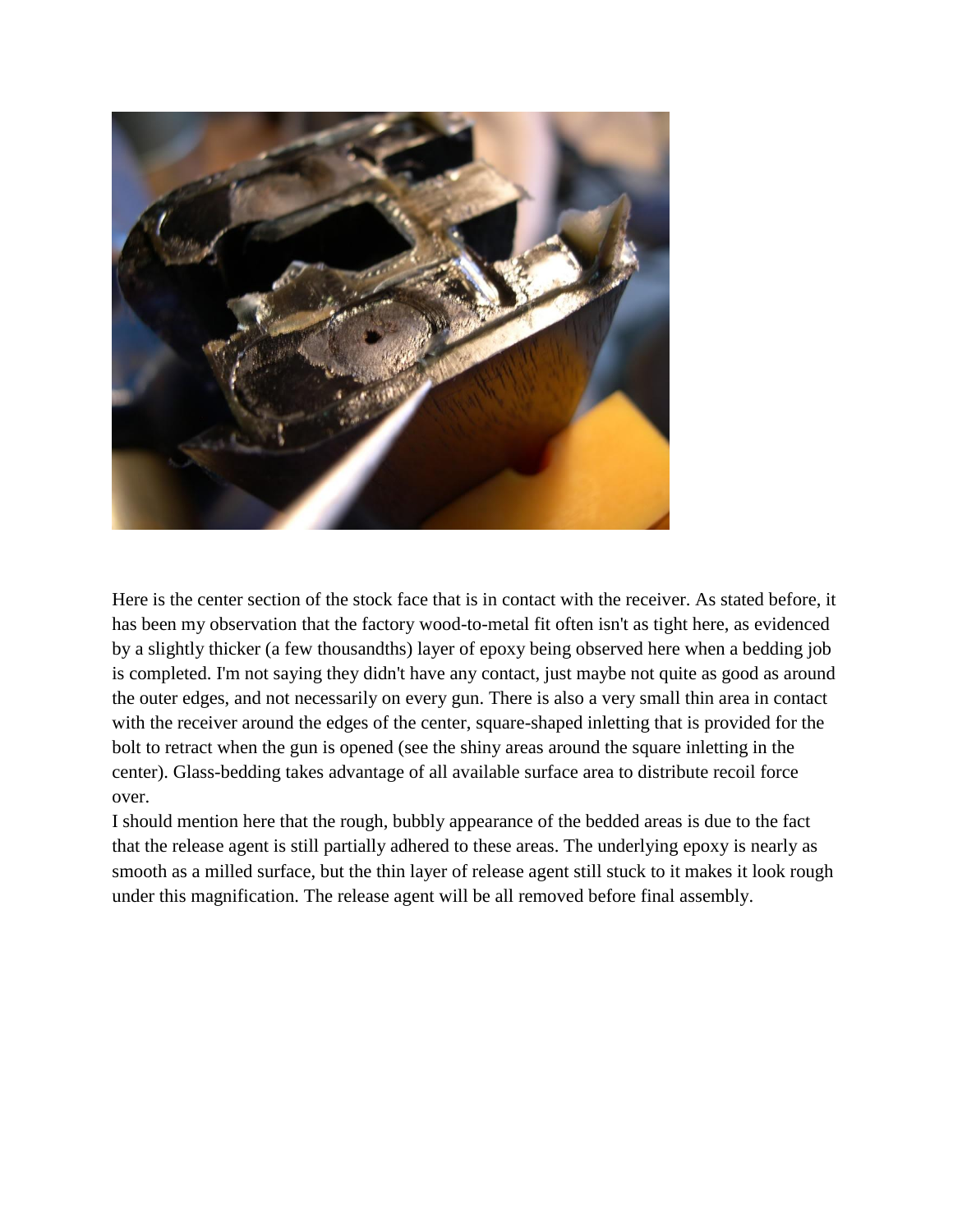Here is the center section of the stock face that is in contact with the receiver. As stated before, it has been my observation that the factory wood-to-metal fit often isn't as tight here, as evidenced by a slightly thicker (a few thousandths) layer of epoxy being observed here when a bedding job is completed. I'm not saying they didn't have any contact, just maybe not quite as good as around the outer edges, and not necessarily on every gun. There is also a very small thin area in contact with the receiver around the edges of the center, square-shaped inletting that is provided for the bolt to retract when the gun is opened (see the shiny areas around the square inletting in the center). Glass-bedding takes advantage of all available surface area to distribute recoil force over.

I should mention here that the rough, bubbly appearance of the bedded areas is due to the fact that the release agent is still partially adhered to these areas. The underlying epoxy is nearly as smooth as a milled surface, but the thin layer of release agent still stuck to it makes it look rough under this magnification. The release agent will be all removed before final assembly.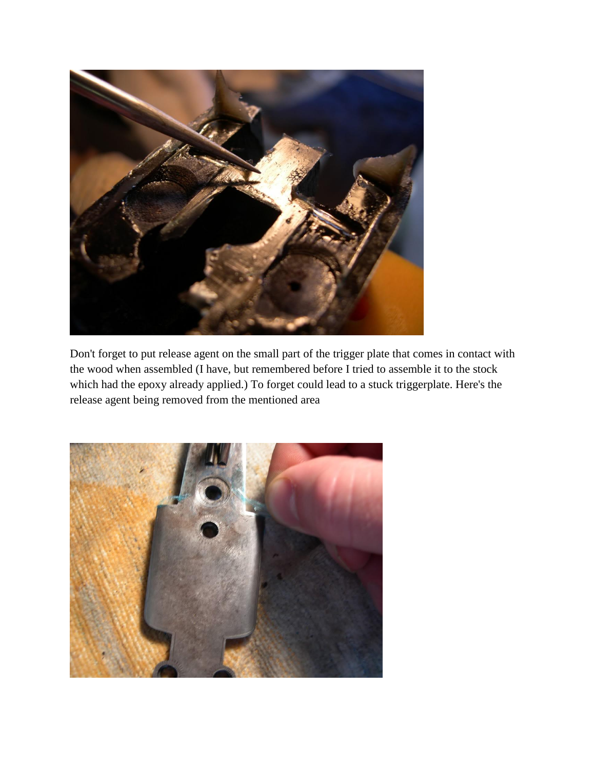Don't forget to put release agent on the small part of the trigger plate that comes in contact with the wood when assembled (I have, but remembered before I tried to assemble it to the stock which had the epoxy already applied.) To forget could lead to a stuck triggerplate. Here's the release agent being removed from the mentioned area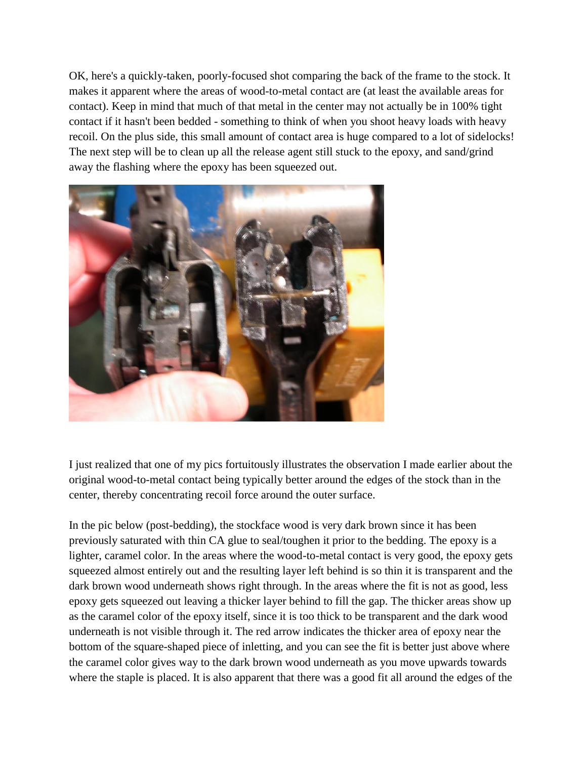OK, here's a quickly-taken, poorly-focused shot comparing the back of the frame to the stock. It makes it apparent where the areas of wood-to-metal contact are (at least the available areas for contact). Keep in mind that much of that metal in the center may not actually be in 100% tight contact if it hasn't been bedded - something to think of when you shoot heavy loads with heavy recoil. On the plus side, this small amount of contact area is huge compared to a lot of sidelocks! The next step will be to clean up all the release agent still stuck to the epoxy, and sand/grind away the flashing where the epoxy has been squeezed out.

I just realized that one of my pics fortuitously illustrates the observation I made earlier about the original wood-to-metal contact being typically better around the edges of the stock than in the center, thereby concentrating recoil force around the outer surface.

In the pic below (post-bedding), the stockface wood is very dark brown since it has been previously saturated with thin CA glue to seal/toughen it prior to the bedding. The epoxy is a lighter, caramel color. In the areas where the wood-to-metal contact is very good, the epoxy gets squeezed almost entirely out and the resulting layer left behind is so thin it is transparent and the dark brown wood underneath shows right through. In the areas where the fit is not as good, less epoxy gets squeezed out leaving a thicker layer behind to fill the gap. The thicker areas show up as the caramel color of the epoxy itself, since it is too thick to be transparent and the dark wood underneath is not visible through it. The red arrow indicates the thicker area of epoxy near the bottom of the square-shaped piece of inletting, and you can see the fit is better just above where the caramel color gives way to the dark brown wood underneath as you move upwards towards where the staple is placed. It is also apparent that there was a good fit all around the edges of the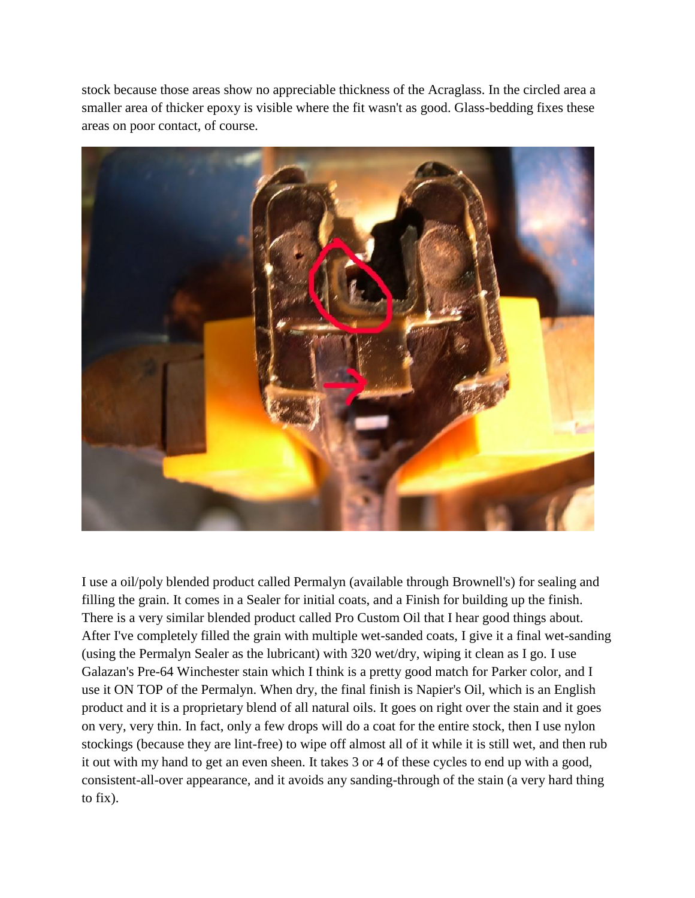stock because those areas show no appreciable thickness of the Acraglass. In the circled area a smaller area of thicker epoxy is visible where the fit wasn't as good. Glass-bedding fixes these areas on poor contact, of course.

I use a oil/poly blended product called Permalyn (available through Brownell's) for sealing and filling the grain. It comes in a Sealer for initial coats, and a Finish for building up the finish. There is a very similar blended product called Pro Custom Oil that I hear good things about. After I've completely filled the grain with multiple wet-sanded coats, I give it a final wet-sanding (using the Permalyn Sealer as the lubricant) with 320 wet/dry, wiping it clean as I go. I use Galazan's Pre-64 Winchester stain which I think is a pretty good match for Parker color, and I use it ON TOP of the Permalyn. When dry, the final finish is Napier's Oil, which is an English product and it is a proprietary blend of all natural oils. It goes on right over the stain and it goes on very, very thin. In fact, only a few drops will do a coat for the entire stock, then I use nylon stockings (because they are lint-free) to wipe off almost all of it while it is still wet, and then rub it out with my hand to get an even sheen. It takes 3 or 4 of these cycles to end up with a good, consistent-all-over appearance, and it avoids any sanding-through of the stain (a very hard thing to fix).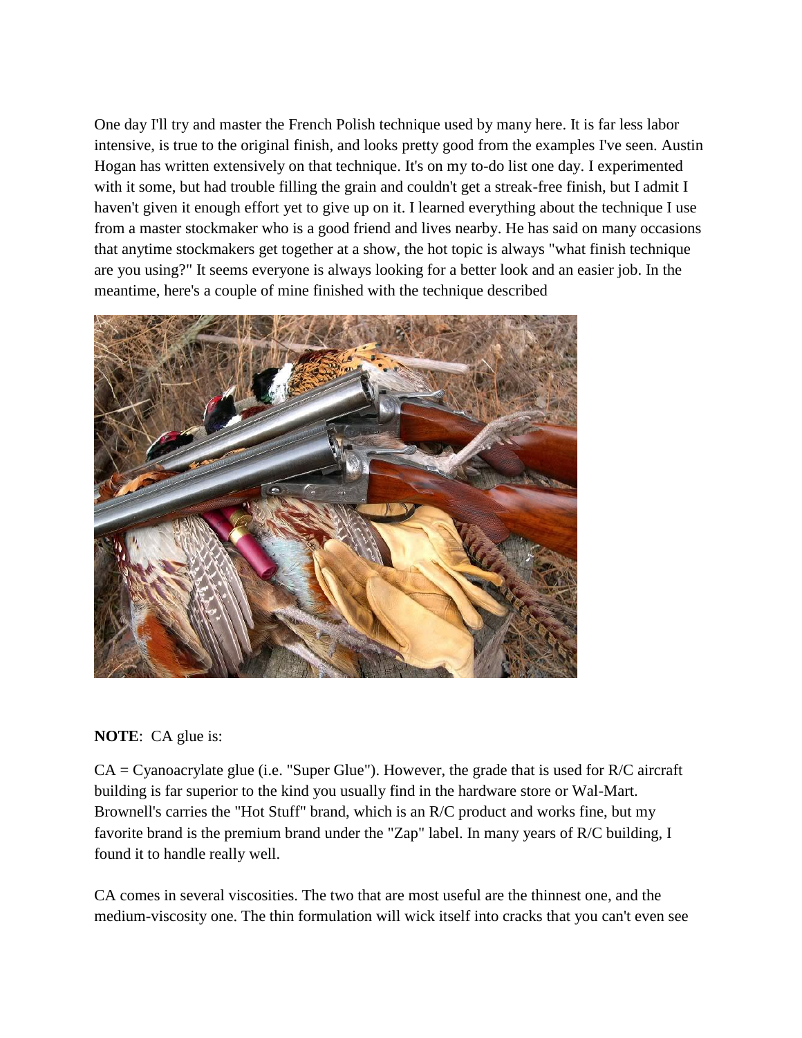One day I'll try and master the French Polish technique used by many here. It is far less labor intensive, is true to the original finish, and looks pretty good from the examples I've seen. Austin Hogan has written extensively on that technique. It's on my to-do list one day. I experimented with it some, but had trouble filling the grain and couldn't get a streak-free finish, but I admit I haven't given it enough effort yet to give up on it. I learned everything about the technique I use from a master stockmaker who is a good friend and lives nearby. He has said on many occasions that anytime stockmakers get together at a show, the hot topic is always "what finish technique are you using?" It seems everyone is always looking for a better look and an easier job. In the meantime, here's a couple of mine finished with the technique described

**NOTE**: CA glue is:

CA = Cyanoacrylate glue (i.e. "Super Glue"). However, the grade that is used for R/C aircraft building is far superior to the kind you usually find in the hardware store or Wal-Mart. Brownell's carries the "Hot Stuff" brand, which is an R/C product and works fine, but my favorite brand is the premium brand under the "Zap" label. In many years of R/C building, I found it to handle really well.

CA comes in several viscosities. The two that are most useful are the thinnest one, and the medium-viscosity one. The thin formulation will wick itself into cracks that you can't even see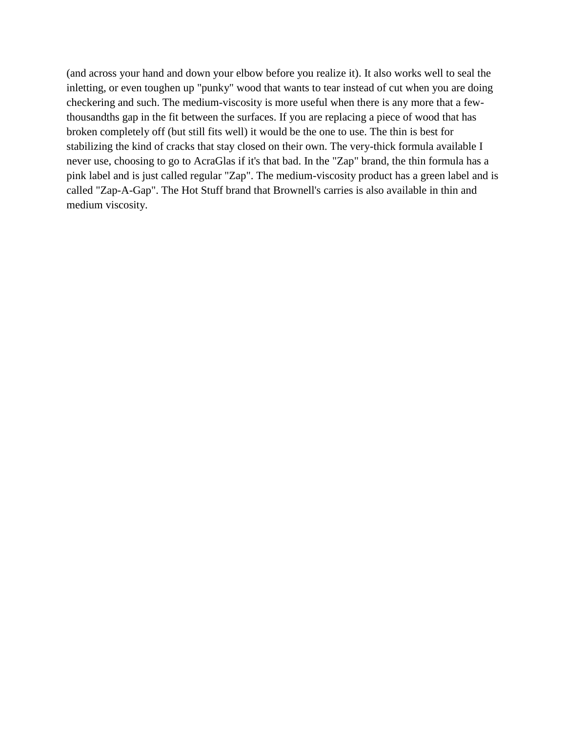(and across your hand and down your elbow before you realize it). It also works well to seal the inletting, or even toughen up "punky" wood that wants to tear instead of cut when you are doing checkering and such. The medium-viscosity is more useful when there is any more that a few-thousandths gap in the fit between the surfaces. If you are replacing a piece of wood that has broken completely off (but still fits well) it would be the one to use. The thin is best for stabilizing the kind of cracks that stay closed on their own. The very-thick formula available I never use, choosing to go to AcraGlas if it's that bad. In the "Zap" brand, the thin formula has a pink label and is just called regular "Zap". The medium-viscosity product has a green label and is called "Zap-A-Gap". The Hot Stuff brand that Brownell's carries is also available in thin and medium viscosity.